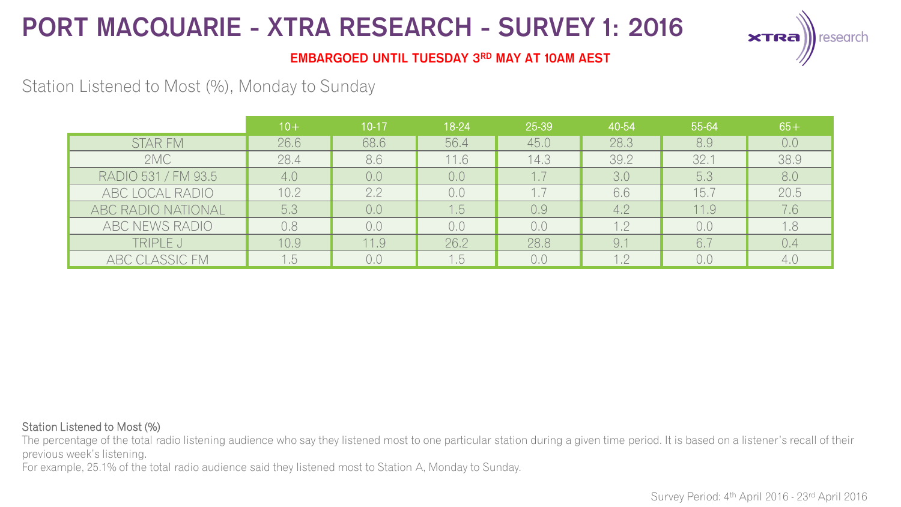# PORT MACQUARIE - XTRA RESEARCH - SURVEY 1: 2016

**EMBARGOED UNTIL TUESDAY 3RD MAY AT 10AM AEST**

## Station Listened to Most (%), Monday to Sunday

| | 10+ | 10-17 | 18-24 | 25-39 | 40-54 | 55-64 | 65+ |
|---|---|---|---|---|---|---|---|
| STAR FM | 26.6 | 68.6 | 56.4 | 45.0 | 28.3 | 8.9 | 0.0 |
| 2MC | 28.4 | 8.6 | 11.6 | 14.3 | 39.2 | 32.1 | 38.9 |
| RADIO 531 / FM 93.5 | 4.0 | 0.0 | 0.0 | 1.7 | 3.0 | 5.3 | 8.0 |
| ABC LOCAL RADIO | 10.2 | 2.2 | 0.0 | 1.7 | 6.6 | 15.7 | 20.5 |
| ABC RADIO NATIONAL | 5.3 | 0.0 | 1.5 | 0.9 | 4.2 | 11.9 | 7.6 |
| ABC NEWS RADIO | 0.8 | 0.0 | 0.0 | 0.0 | 1.2 | 0.0 | 1.8 |
| TRIPLE J | 10.9 | 11.9 | 26.2 | 28.8 | 9.1 | 6.7 | 0.4 |
| ABC CLASSIC FM | 1.5 | 0.0 | 1.5 | 0.0 | 1.2 | 0.0 | 4.0 |

**Station Listened to Most (%)**

The percentage of the total radio listening audience who say they listened most to one particular station during a given time period. It is based on a listener's recall of their previous week's listening.

For example, 25.1% of the total radio audience said they listened most to Station A, Monday to Sunday.

Survey Period: 4th April 2016 - 23rd April 2016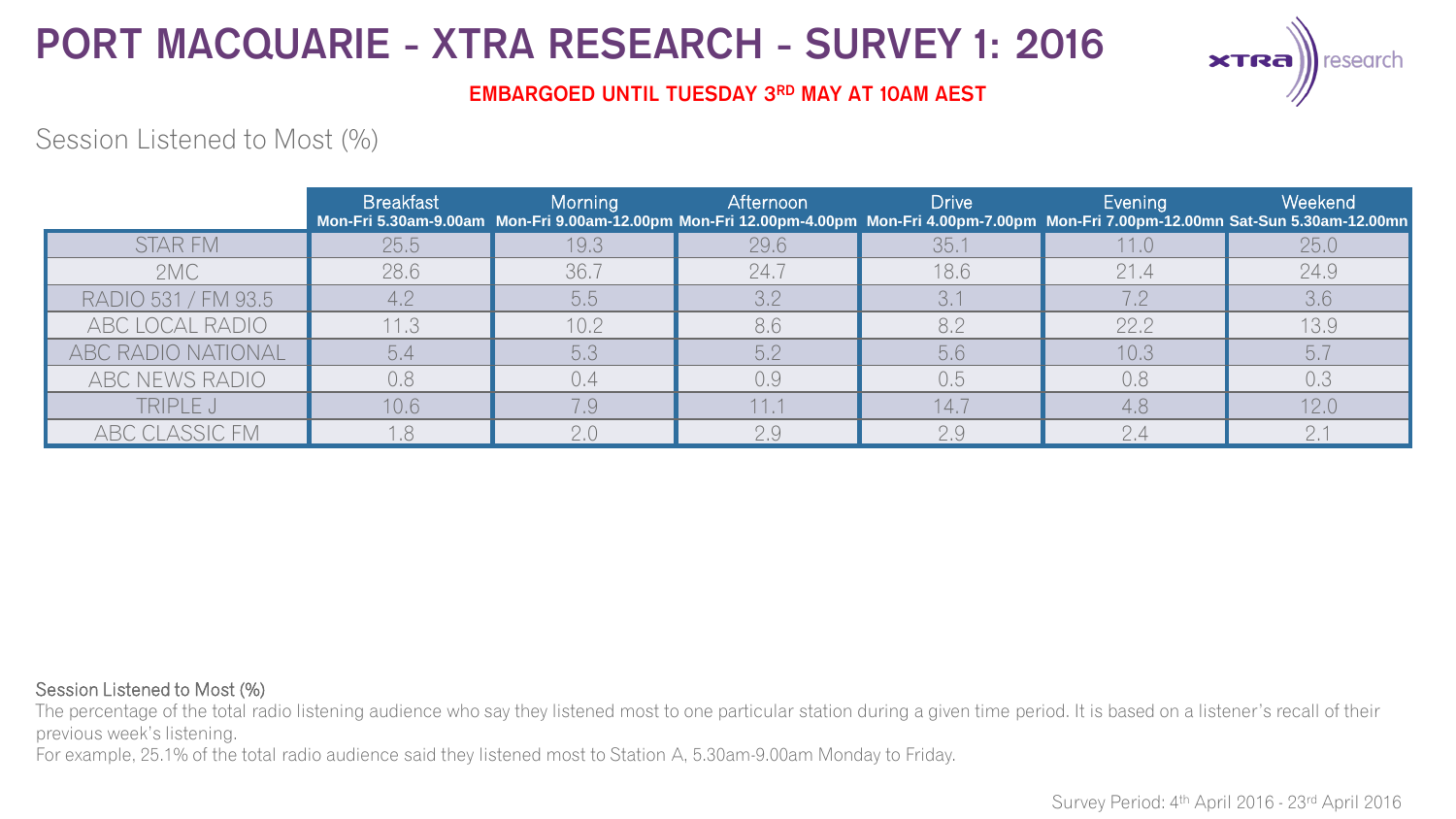# PORT MACQUARIE - XTRA RESEARCH - SURVEY 1: 2016

**EMBARGOED UNTIL TUESDAY 3RD MAY AT 10AM AEST**

## Session Listened to Most (%)

| | Breakfast Mon-Fri 5.30am-9.00am | Morning Mon-Fri 9.00am-12.00pm | Afternoon Mon-Fri 12.00pm-4.00pm | Drive Mon-Fri 4.00pm-7.00pm | Evening Mon-Fri 7.00pm-12.00mn | Weekend Sat-Sun 5.30am-12.00mn |
|---|---|---|---|---|---|---|
| STAR FM | 25.5 | 19.3 | 29.6 | 35.1 | 11.0 | 25.0 |
| 2MC | 28.6 | 36.7 | 24.7 | 18.6 | 21.4 | 24.9 |
| RADIO 531 / FM 93.5 | 4.2 | 5.5 | 3.2 | 3.1 | 7.2 | 3.6 |
| ABC LOCAL RADIO | 11.3 | 10.2 | 8.6 | 8.2 | 22.2 | 13.9 |
| ABC RADIO NATIONAL | 5.4 | 5.3 | 5.2 | 5.6 | 10.3 | 5.7 |
| ABC NEWS RADIO | 0.8 | 0.4 | 0.9 | 0.5 | 0.8 | 0.3 |
| TRIPLE J | 10.6 | 7.9 | 11.1 | 14.7 | 4.8 | 12.0 |
| ABC CLASSIC FM | 1.8 | 2.0 | 2.9 | 2.9 | 2.4 | 2.1 |

Session Listened to Most (%)

The percentage of the total radio listening audience who say they listened most to one particular station during a given time period. It is based on a listener's recall of their previous week's listening.

For example, 25.1% of the total radio audience said they listened most to Station A, 5.30am-9.00am Monday to Friday.

Survey Period: 4th April 2016 - 23rd April 2016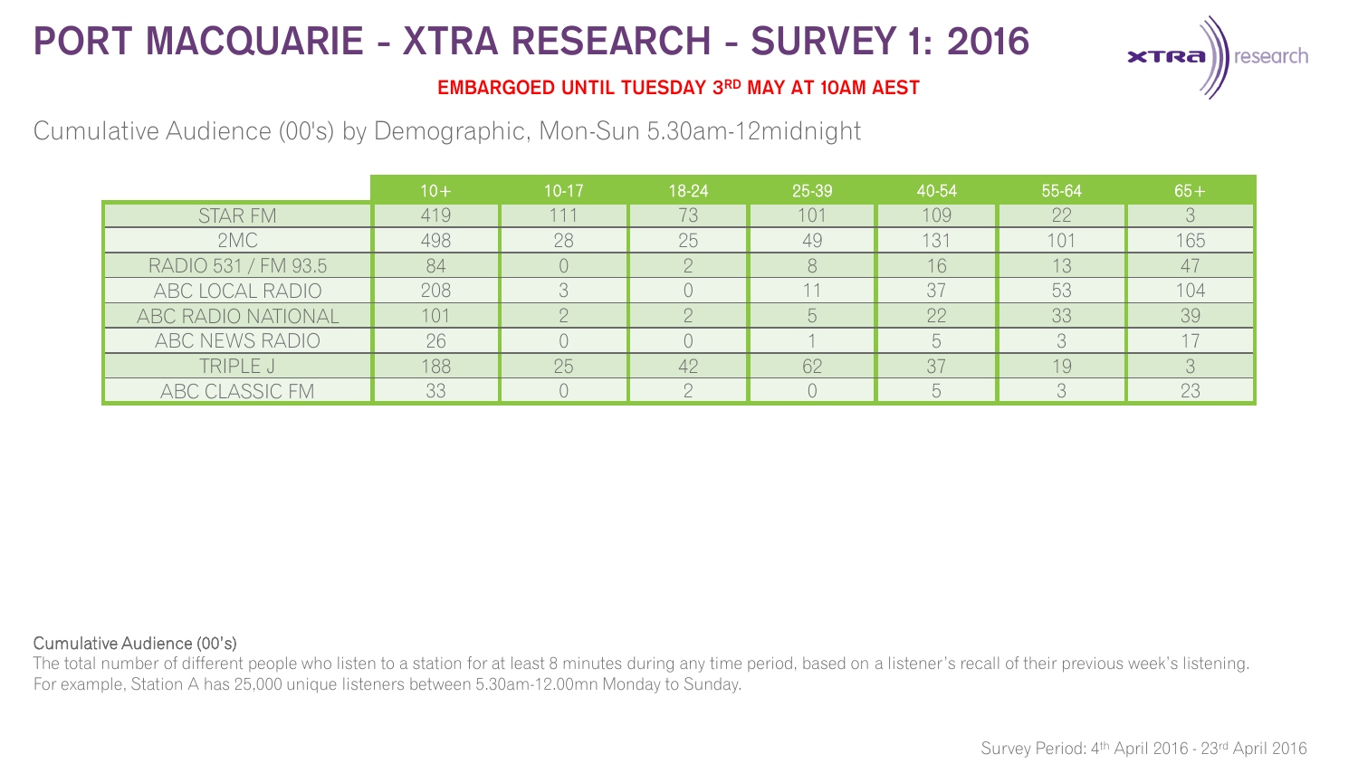# PORT MACQUARIE - XTRA RESEARCH - SURVEY 1: 2016

**EMBARGOED UNTIL TUESDAY 3RD MAY AT 10AM AEST**

Cumulative Audience (00's) by Demographic, Mon-Sun 5.30am-12midnight

| | 10+ | 10-17 | 18-24 | 25-39 | 40-54 | 55-64 | 65+ |
|---|---|---|---|---|---|---|---|
| STAR FM | 419 | 111 | 73 | 101 | 109 | 22 | 3 |
| 2MC | 498 | 28 | 25 | 49 | 131 | 101 | 165 |
| RADIO 531 / FM 93.5 | 84 | 0 | 2 | 8 | 16 | 13 | 47 |
| ABC LOCAL RADIO | 208 | 3 | 0 | 11 | 37 | 53 | 104 |
| ABC RADIO NATIONAL | 101 | 2 | 2 | 5 | 22 | 33 | 39 |
| ABC NEWS RADIO | 26 | 0 | 0 | 1 | 5 | 3 | 17 |
| TRIPLE J | 188 | 25 | 42 | 62 | 37 | 19 | 3 |
| ABC CLASSIC FM | 33 | 0 | 2 | 0 | 5 | 3 | 23 |

Cumulative Audience (00's)

The total number of different people who listen to a station for at least 8 minutes during any time period, based on a listener's recall of their previous week's listening.
For example, Station A has 25,000 unique listeners between 5.30am-12.00mn Monday to Sunday.

Survey Period: 4th April 2016 - 23rd April 2016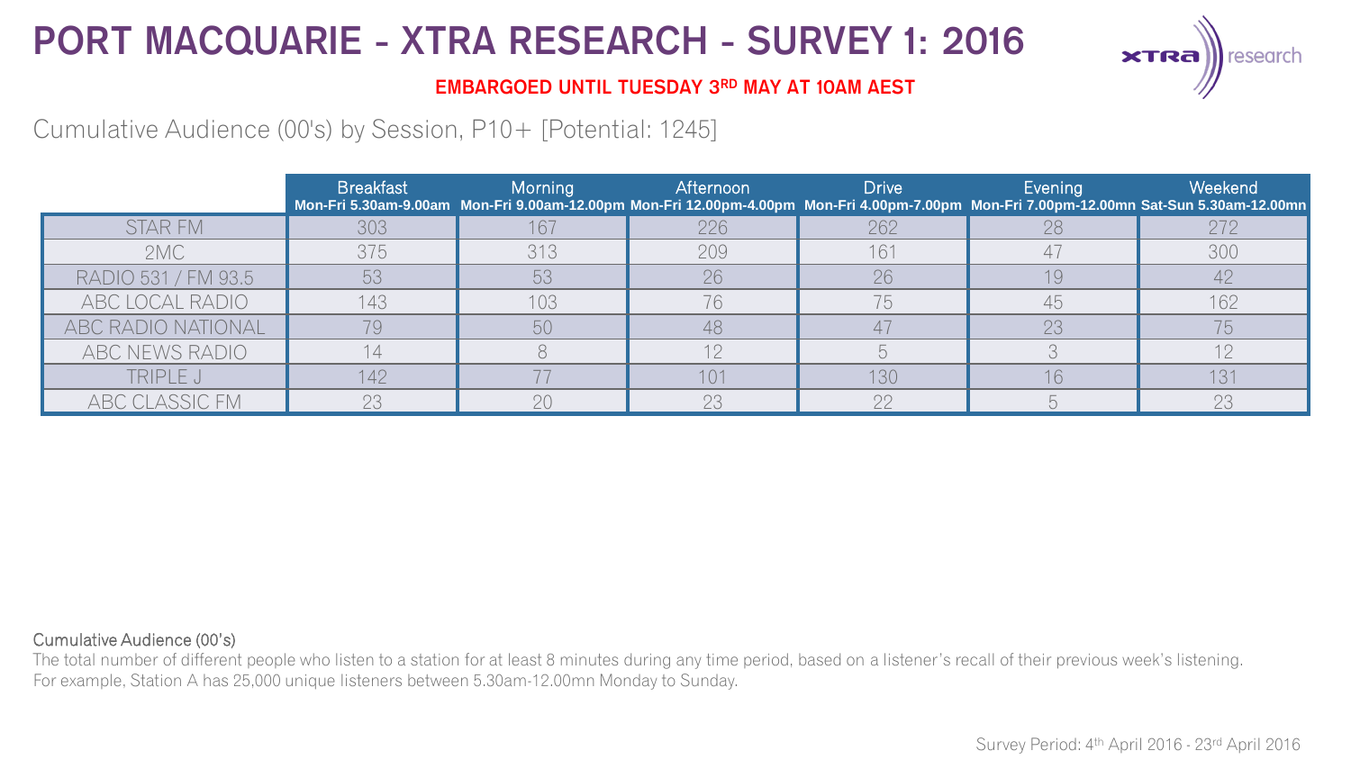# PORT MACQUARIE - XTRA RESEARCH - SURVEY 1: 2016

**EMBARGOED UNTIL TUESDAY 3RD MAY AT 10AM AEST**

Cumulative Audience (00's) by Session, P10+ [Potential: 1245]

| | Breakfast Mon-Fri 5.30am-9.00am | Morning Mon-Fri 9.00am-12.00pm | Afternoon Mon-Fri 12.00pm-4.00pm | Drive Mon-Fri 4.00pm-7.00pm | Evening Mon-Fri 7.00pm-12.00mn | Weekend Sat-Sun 5.30am-12.00mn |
|---|---|---|---|---|---|---|
| STAR FM | 303 | 167 | 226 | 262 | 28 | 272 |
| 2MC | 375 | 313 | 209 | 161 | 47 | 300 |
| RADIO 531 / FM 93.5 | 53 | 53 | 26 | 26 | 19 | 42 |
| ABC LOCAL RADIO | 143 | 103 | 76 | 75 | 45 | 162 |
| ABC RADIO NATIONAL | 79 | 50 | 48 | 47 | 23 | 75 |
| ABC NEWS RADIO | 14 | 8 | 12 | 5 | 3 | 12 |
| TRIPLE J | 142 | 77 | 101 | 130 | 16 | 131 |
| ABC CLASSIC FM | 23 | 20 | 23 | 22 | 5 | 23 |

Cumulative Audience (00's)

The total number of different people who listen to a station for at least 8 minutes during any time period, based on a listener's recall of their previous week's listening.
For example, Station A has 25,000 unique listeners between 5.30am-12.00mn Monday to Sunday.

Survey Period: 4th April 2016 - 23rd April 2016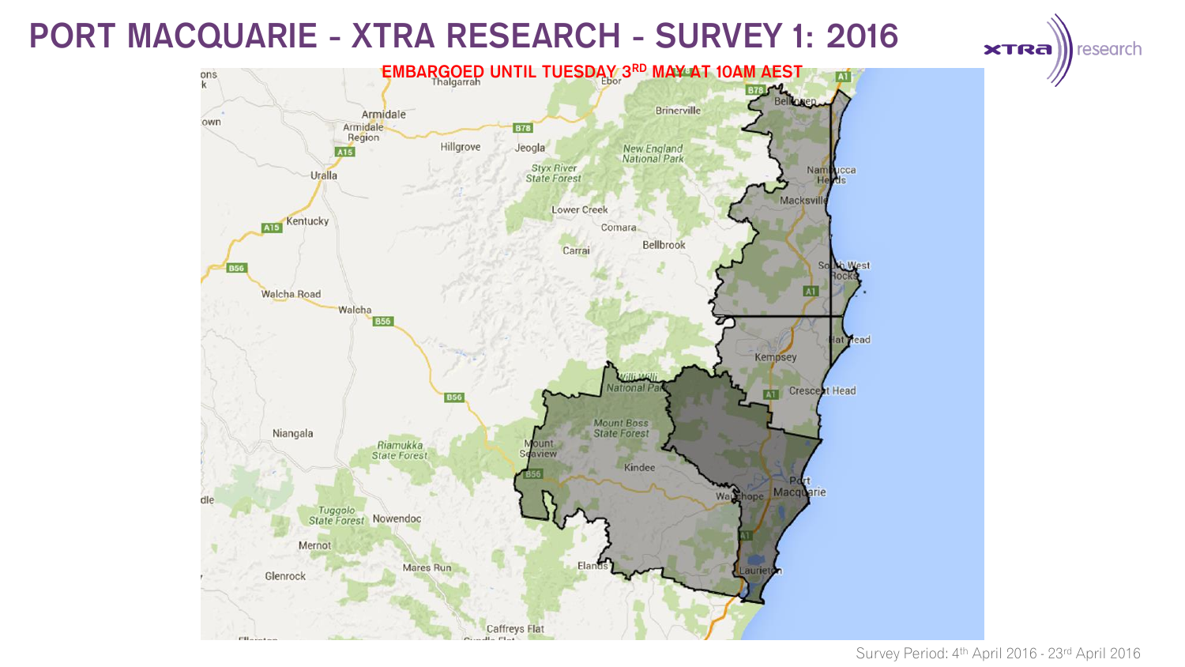# PORT MACQUARIE - XTRA RESEARCH - SURVEY 1: 2016

EMBARGOED UNTIL TUESDAY 3RD MAY AT 10AM AEST

Survey Period: 4th April 2016 - 23rd April 2016